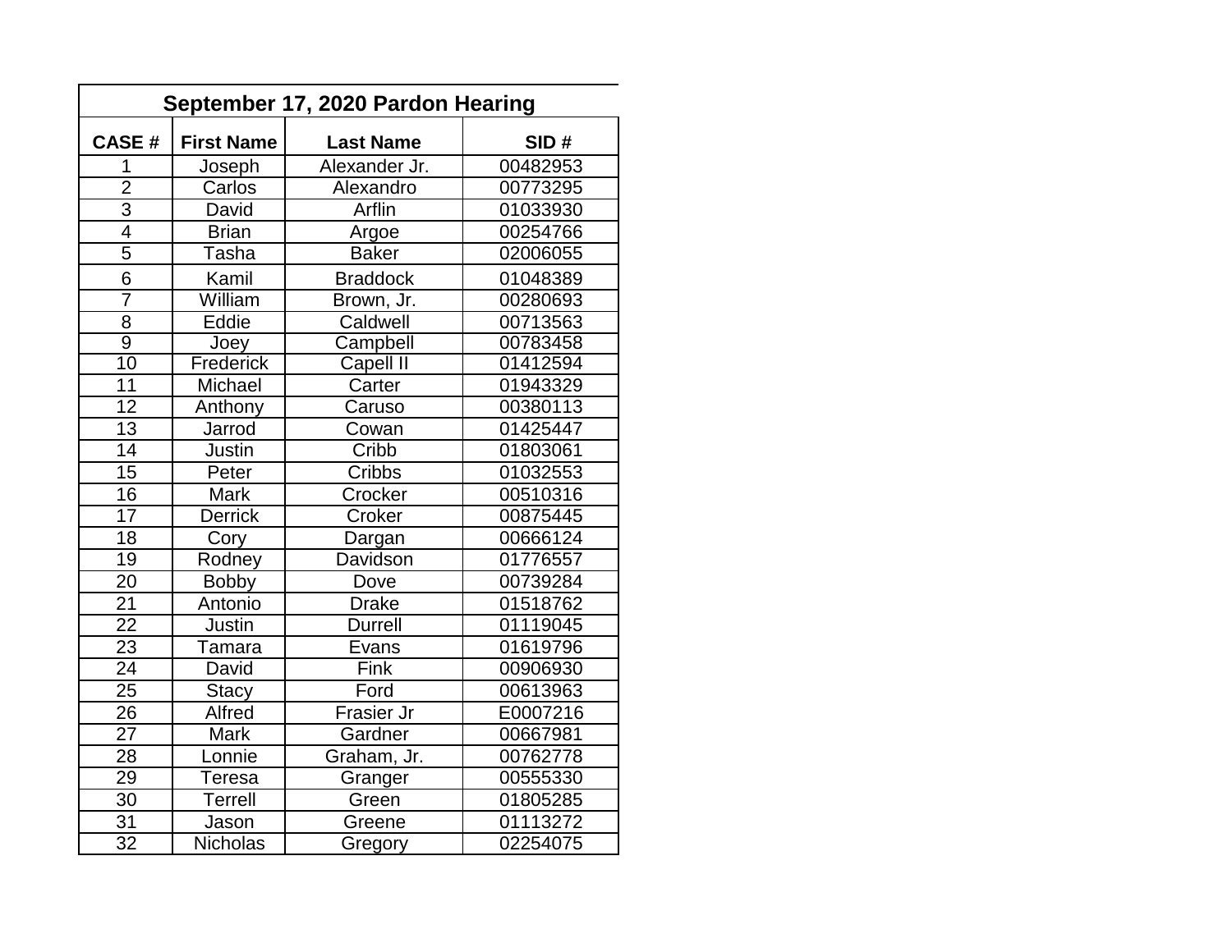## September 17, 2020 Pardon Hearing

| CASE # | First Name | Last Name | SID # |
|---|---|---|---|
| 1 | Joseph | Alexander Jr. | 00482953 |
| 2 | Carlos | Alexandro | 00773295 |
| 3 | David | Arflin | 01033930 |
| 4 | Brian | Argoe | 00254766 |
| 5 | Tasha | Baker | 02006055 |
| 6 | Kamil | Braddock | 01048389 |
| 7 | William | Brown, Jr. | 00280693 |
| 8 | Eddie | Caldwell | 00713563 |
| 9 | Joey | Campbell | 00783458 |
| 10 | Frederick | Capell II | 01412594 |
| 11 | Michael | Carter | 01943329 |
| 12 | Anthony | Caruso | 00380113 |
| 13 | Jarrod | Cowan | 01425447 |
| 14 | Justin | Cribb | 01803061 |
| 15 | Peter | Cribbs | 01032553 |
| 16 | Mark | Crocker | 00510316 |
| 17 | Derrick | Croker | 00875445 |
| 18 | Cory | Dargan | 00666124 |
| 19 | Rodney | Davidson | 01776557 |
| 20 | Bobby | Dove | 00739284 |
| 21 | Antonio | Drake | 01518762 |
| 22 | Justin | Durrell | 01119045 |
| 23 | Tamara | Evans | 01619796 |
| 24 | David | Fink | 00906930 |
| 25 | Stacy | Ford | 00613963 |
| 26 | Alfred | Frasier Jr | E0007216 |
| 27 | Mark | Gardner | 00667981 |
| 28 | Lonnie | Graham, Jr. | 00762778 |
| 29 | Teresa | Granger | 00555330 |
| 30 | Terrell | Green | 01805285 |
| 31 | Jason | Greene | 01113272 |
| 32 | Nicholas | Gregory | 02254075 |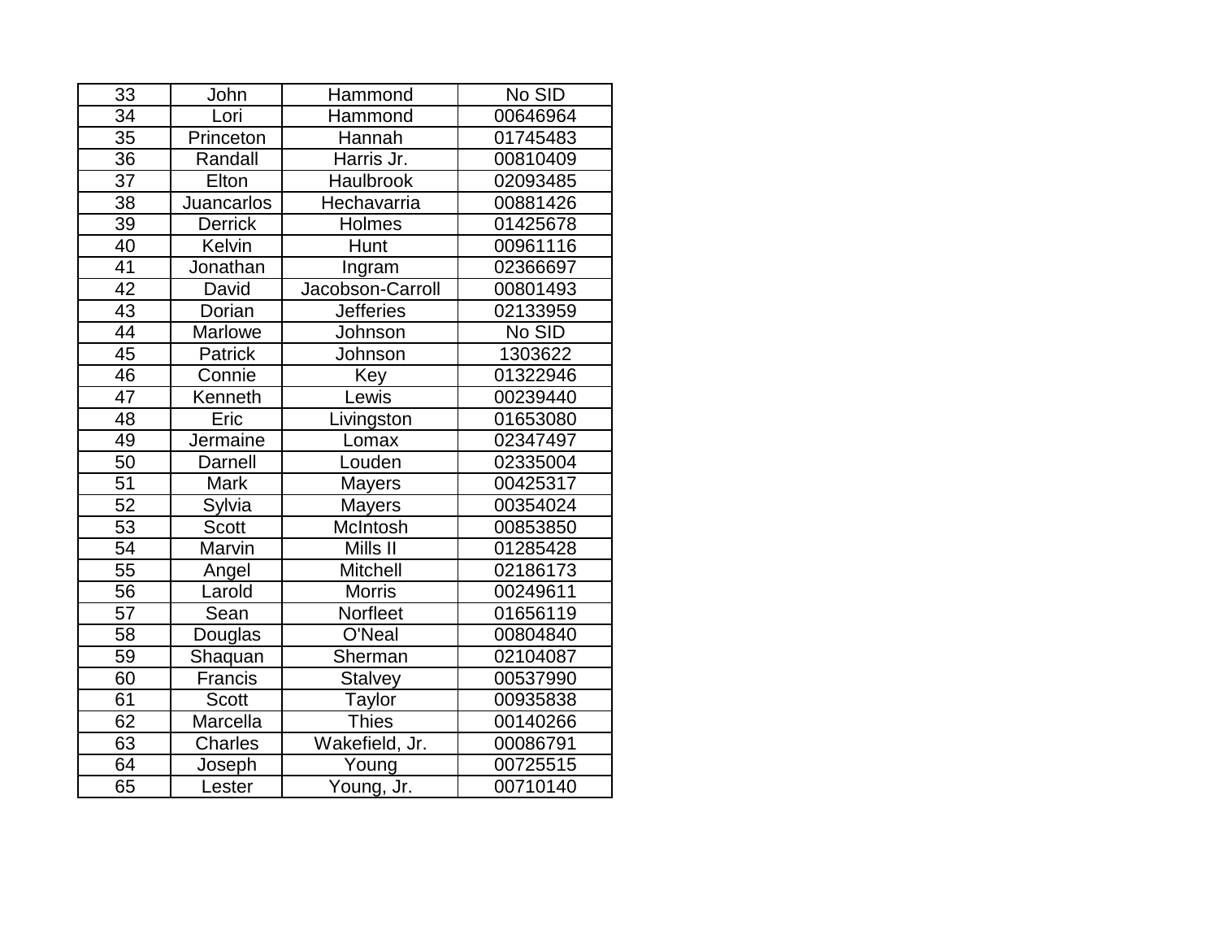| 33 | John | Hammond | No SID |
|---|---|---|---|
| 34 | Lori | Hammond | 00646964 |
| 35 | Princeton | Hannah | 01745483 |
| 36 | Randall | Harris Jr. | 00810409 |
| 37 | Elton | Haulbrook | 02093485 |
| 38 | Juancarlos | Hechavarria | 00881426 |
| 39 | Derrick | Holmes | 01425678 |
| 40 | Kelvin | Hunt | 00961116 |
| 41 | Jonathan | Ingram | 02366697 |
| 42 | David | Jacobson-Carroll | 00801493 |
| 43 | Dorian | Jefferies | 02133959 |
| 44 | Marlowe | Johnson | No SID |
| 45 | Patrick | Johnson | 1303622 |
| 46 | Connie | Key | 01322946 |
| 47 | Kenneth | Lewis | 00239440 |
| 48 | Eric | Livingston | 01653080 |
| 49 | Jermaine | Lomax | 02347497 |
| 50 | Darnell | Louden | 02335004 |
| 51 | Mark | Mayers | 00425317 |
| 52 | Sylvia | Mayers | 00354024 |
| 53 | Scott | McIntosh | 00853850 |
| 54 | Marvin | Mills II | 01285428 |
| 55 | Angel | Mitchell | 02186173 |
| 56 | Larold | Morris | 00249611 |
| 57 | Sean | Norfleet | 01656119 |
| 58 | Douglas | O'Neal | 00804840 |
| 59 | Shaquan | Sherman | 02104087 |
| 60 | Francis | Stalvey | 00537990 |
| 61 | Scott | Taylor | 00935838 |
| 62 | Marcella | Thies | 00140266 |
| 63 | Charles | Wakefield, Jr. | 00086791 |
| 64 | Joseph | Young | 00725515 |
| 65 | Lester | Young, Jr. | 00710140 |